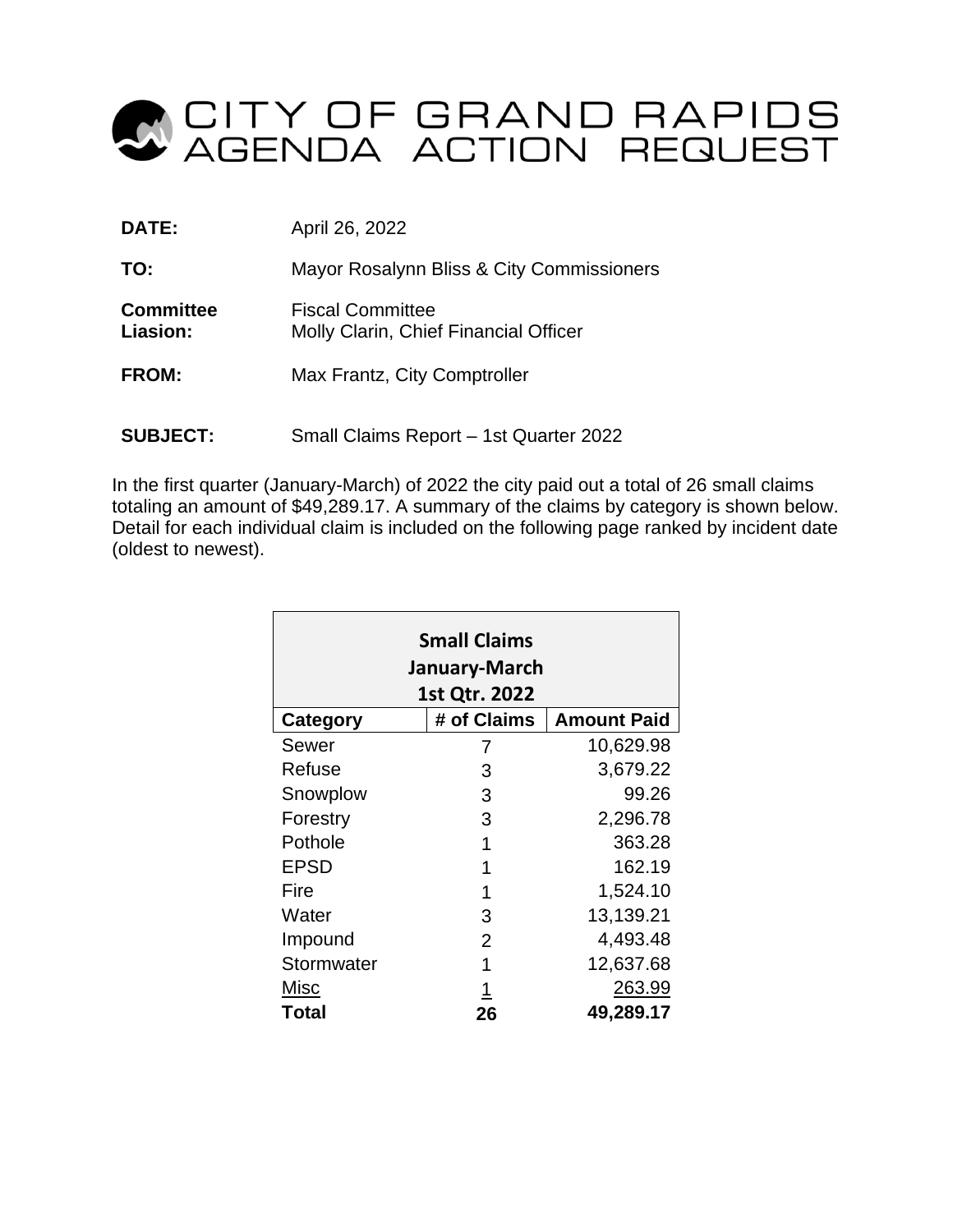# CITY OF GRAND RAPIDS AGENDA ACTION REQUEST

**DATE:** April 26, 2022

**TO:** Mayor Rosalynn Bliss & City Commissioners

**Committee Liasion:** Fiscal Committee
Molly Clarin, Chief Financial Officer

**FROM:** Max Frantz, City Comptroller

**SUBJECT:** Small Claims Report – 1st Quarter 2022

In the first quarter (January-March) of 2022 the city paid out a total of 26 small claims totaling an amount of $49,289.17. A summary of the claims by category is shown below. Detail for each individual claim is included on the following page ranked by incident date (oldest to newest).

| Small Claims January-March 1st Qtr. 2022 | | |
|---|---|---|
| **Category** | **# of Claims** | **Amount Paid** |
| Sewer | 7 | 10,629.98 |
| Refuse | 3 | 3,679.22 |
| Snowplow | 3 | 99.26 |
| Forestry | 3 | 2,296.78 |
| Pothole | 1 | 363.28 |
| EPSD | 1 | 162.19 |
| Fire | 1 | 1,524.10 |
| Water | 3 | 13,139.21 |
| Impound | 2 | 4,493.48 |
| Stormwater | 1 | 12,637.68 |
| Misc | 1 | 263.99 |
| **Total** | **26** | **49,289.17** |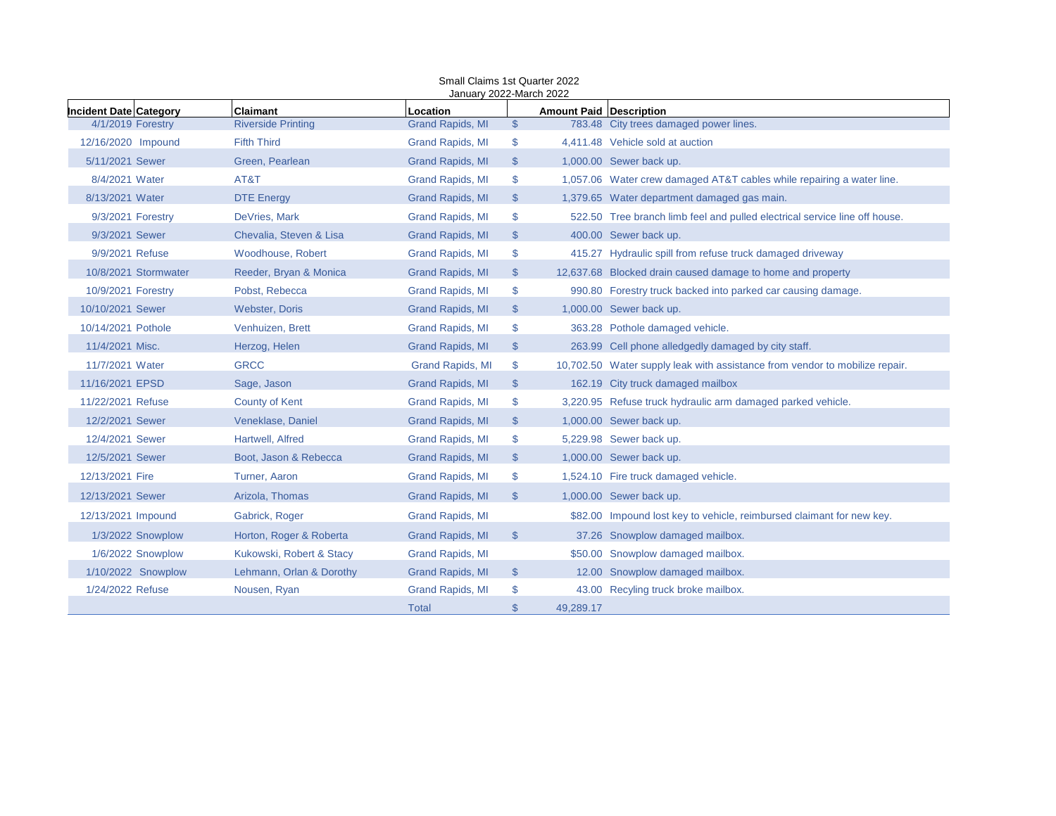Small Claims 1st Quarter 2022
January 2022-March 2022

| Incident Date | Category | Claimant | Location | Amount Paid | Description |
|---|---|---|---|---|---|
| 4/1/2019 | Forestry | Riverside Printing | Grand Rapids, MI | $ 783.48 | City trees damaged power lines. |
| 12/16/2020 | Impound | Fifth Third | Grand Rapids, MI | $ 4,411.48 | Vehicle sold at auction |
| 5/11/2021 | Sewer | Green, Pearlean | Grand Rapids, MI | $ 1,000.00 | Sewer back up. |
| 8/4/2021 | Water | AT&T | Grand Rapids, MI | $ 1,057.06 | Water crew damaged AT&T cables while repairing a water line. |
| 8/13/2021 | Water | DTE Energy | Grand Rapids, MI | $ 1,379.65 | Water department damaged gas main. |
| 9/3/2021 | Forestry | DeVries, Mark | Grand Rapids, MI | $ 522.50 | Tree branch limb feel and pulled electrical service line off house. |
| 9/3/2021 | Sewer | Chevalia, Steven & Lisa | Grand Rapids, MI | $ 400.00 | Sewer back up. |
| 9/9/2021 | Refuse | Woodhouse, Robert | Grand Rapids, MI | $ 415.27 | Hydraulic spill from refuse truck damaged driveway |
| 10/8/2021 | Stormwater | Reeder, Bryan & Monica | Grand Rapids, MI | $ 12,637.68 | Blocked drain caused damage to home and property |
| 10/9/2021 | Forestry | Pobst, Rebecca | Grand Rapids, MI | $ 990.80 | Forestry truck backed into parked car causing damage. |
| 10/10/2021 | Sewer | Webster, Doris | Grand Rapids, MI | $ 1,000.00 | Sewer back up. |
| 10/14/2021 | Pothole | Venhuizen, Brett | Grand Rapids, MI | $ 363.28 | Pothole damaged vehicle. |
| 11/4/2021 | Misc. | Herzog, Helen | Grand Rapids, MI | $ 263.99 | Cell phone alledgedly damaged by city staff. |
| 11/7/2021 | Water | GRCC | Grand Rapids, MI | $ 10,702.50 | Water supply leak with assistance from vendor to mobilize repair. |
| 11/16/2021 | EPSD | Sage, Jason | Grand Rapids, MI | $ 162.19 | City truck damaged mailbox |
| 11/22/2021 | Refuse | County of Kent | Grand Rapids, MI | $ 3,220.95 | Refuse truck hydraulic arm damaged parked vehicle. |
| 12/2/2021 | Sewer | Veneklase, Daniel | Grand Rapids, MI | $ 1,000.00 | Sewer back up. |
| 12/4/2021 | Sewer | Hartwell, Alfred | Grand Rapids, MI | $ 5,229.98 | Sewer back up. |
| 12/5/2021 | Sewer | Boot, Jason & Rebecca | Grand Rapids, MI | $ 1,000.00 | Sewer back up. |
| 12/13/2021 | Fire | Turner, Aaron | Grand Rapids, MI | $ 1,524.10 | Fire truck damaged vehicle. |
| 12/13/2021 | Sewer | Arizola, Thomas | Grand Rapids, MI | $ 1,000.00 | Sewer back up. |
| 12/13/2021 | Impound | Gabrick, Roger | Grand Rapids, MI | $82.00 | Impound lost key to vehicle, reimbursed claimant for new key. |
| 1/3/2022 | Snowplow | Horton, Roger & Roberta | Grand Rapids, MI | $ 37.26 | Snowplow damaged mailbox. |
| 1/6/2022 | Snowplow | Kukowski, Robert & Stacy | Grand Rapids, MI | $50.00 | Snowplow damaged mailbox. |
| 1/10/2022 | Snowplow | Lehmann, Orlan & Dorothy | Grand Rapids, MI | $ 12.00 | Snowplow damaged mailbox. |
| 1/24/2022 | Refuse | Nousen, Ryan | Grand Rapids, MI | $ 43.00 | Recyling truck broke mailbox. |
| | | | Total | $ 49,289.17 | |